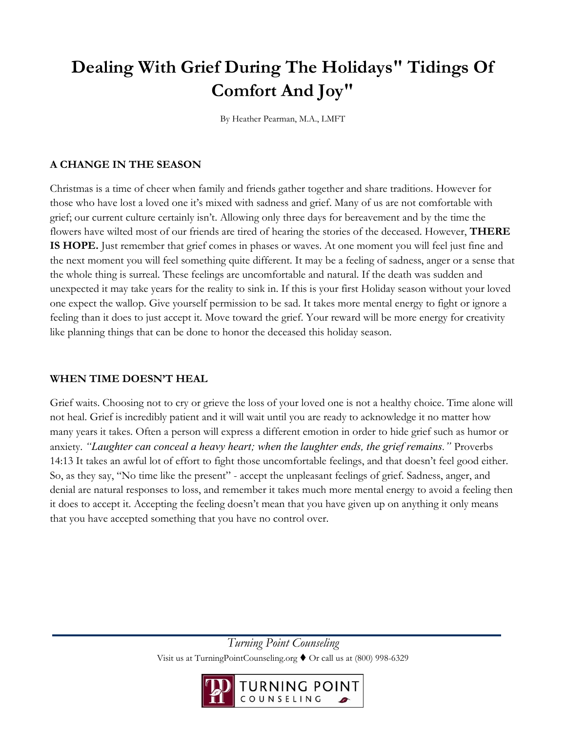# Dealing With Grief During The Holidays" Tidings Of Comfort And Joy"

By Heather Pearman, M.A., LMFT

## A CHANGE IN THE SEASON

Christmas is a time of cheer when family and friends gather together and share traditions. However for those who have lost a loved one it's mixed with sadness and grief. Many of us are not comfortable with grief; our current culture certainly isn't. Allowing only three days for bereavement and by the time the flowers have wilted most of our friends are tired of hearing the stories of the deceased. However, **THERE IS HOPE.** Just remember that grief comes in phases or waves. At one moment you will feel just fine and the next moment you will feel something quite different. It may be a feeling of sadness, anger or a sense that the whole thing is surreal. These feelings are uncomfortable and natural. If the death was sudden and unexpected it may take years for the reality to sink in. If this is your first Holiday season without your loved one expect the wallop. Give yourself permission to be sad. It takes more mental energy to fight or ignore a feeling than it does to just accept it. Move toward the grief. Your reward will be more energy for creativity like planning things that can be done to honor the deceased this holiday season.

## WHEN TIME DOESN'T HEAL

Grief waits. Choosing not to cry or grieve the loss of your loved one is not a healthy choice. Time alone will not heal. Grief is incredibly patient and it will wait until you are ready to acknowledge it no matter how many years it takes. Often a person will express a different emotion in order to hide grief such as humor or anxiety. *"Laughter can conceal a heavy heart; when the laughter ends, the grief remains."* Proverbs 14:13 It takes an awful lot of effort to fight those uncomfortable feelings, and that doesn't feel good either. So, as they say, "No time like the present" - accept the unpleasant feelings of grief. Sadness, anger, and denial are natural responses to loss, and remember it takes much more mental energy to avoid a feeling then it does to accept it. Accepting the feeling doesn't mean that you have given up on anything it only means that you have accepted something that you have no control over.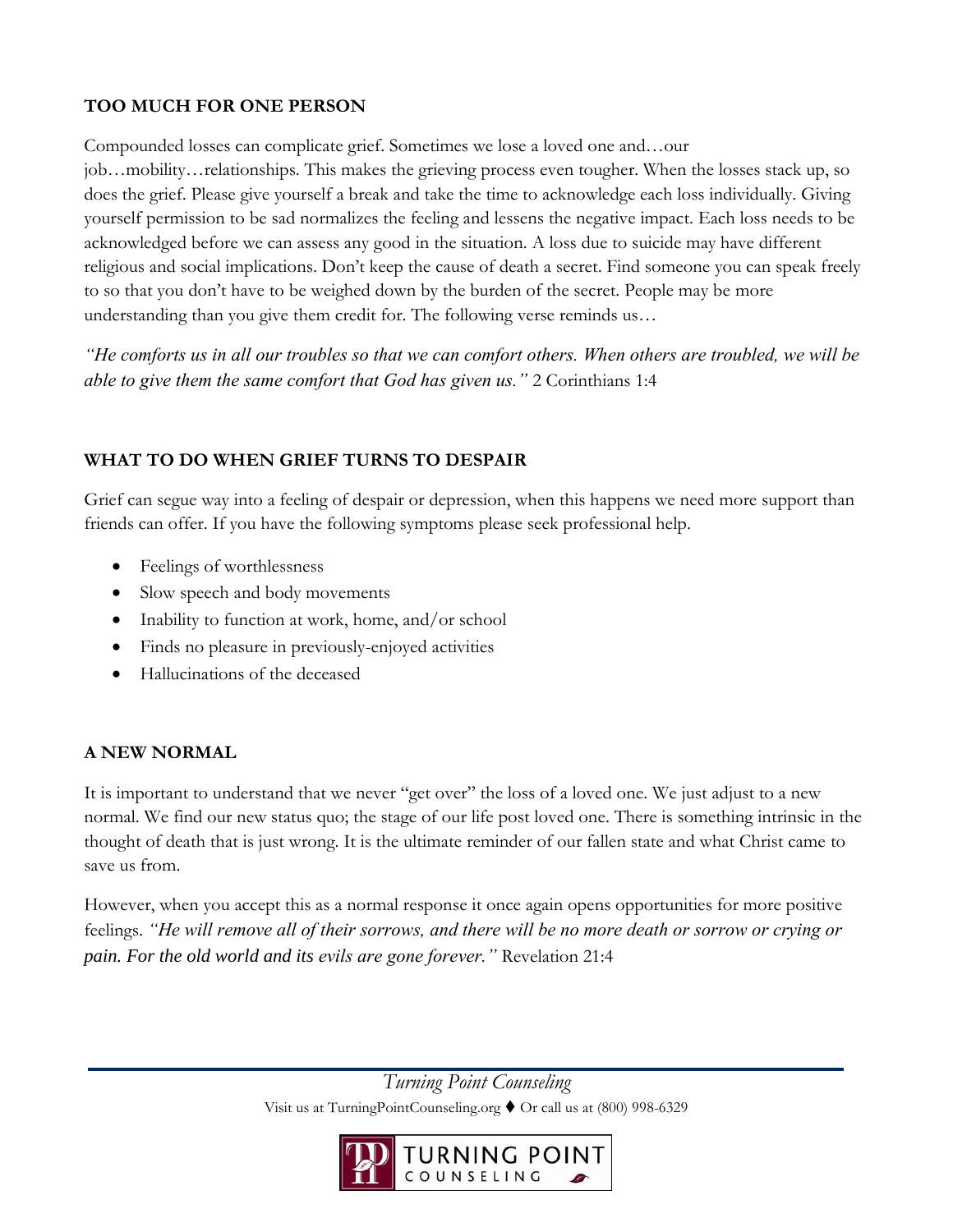## TOO MUCH FOR ONE PERSON

Compounded losses can complicate grief. Sometimes we lose a loved one and…our job…mobility…relationships. This makes the grieving process even tougher. When the losses stack up, so does the grief. Please give yourself a break and take the time to acknowledge each loss individually. Giving yourself permission to be sad normalizes the feeling and lessens the negative impact. Each loss needs to be acknowledged before we can assess any good in the situation. A loss due to suicide may have different religious and social implications. Don't keep the cause of death a secret. Find someone you can speak freely to so that you don't have to be weighed down by the burden of the secret. People may be more understanding than you give them credit for. The following verse reminds us…

*"He comforts us in all our troubles so that we can comfort others. When others are troubled, we will be able to give them the same comfort that God has given us."* 2 Corinthians 1:4

## WHAT TO DO WHEN GRIEF TURNS TO DESPAIR

Grief can segue way into a feeling of despair or depression, when this happens we need more support than friends can offer. If you have the following symptoms please seek professional help.

- Feelings of worthlessness
- Slow speech and body movements
- Inability to function at work, home, and/or school
- Finds no pleasure in previously-enjoyed activities
- Hallucinations of the deceased

## A NEW NORMAL

It is important to understand that we never "get over" the loss of a loved one. We just adjust to a new normal. We find our new status quo; the stage of our life post loved one. There is something intrinsic in the thought of death that is just wrong. It is the ultimate reminder of our fallen state and what Christ came to save us from.

However, when you accept this as a normal response it once again opens opportunities for more positive feelings. *"He will remove all of their sorrows, and there will be no more death or sorrow or crying or pain. For the old world and its evils are gone forever."* Revelation 21:4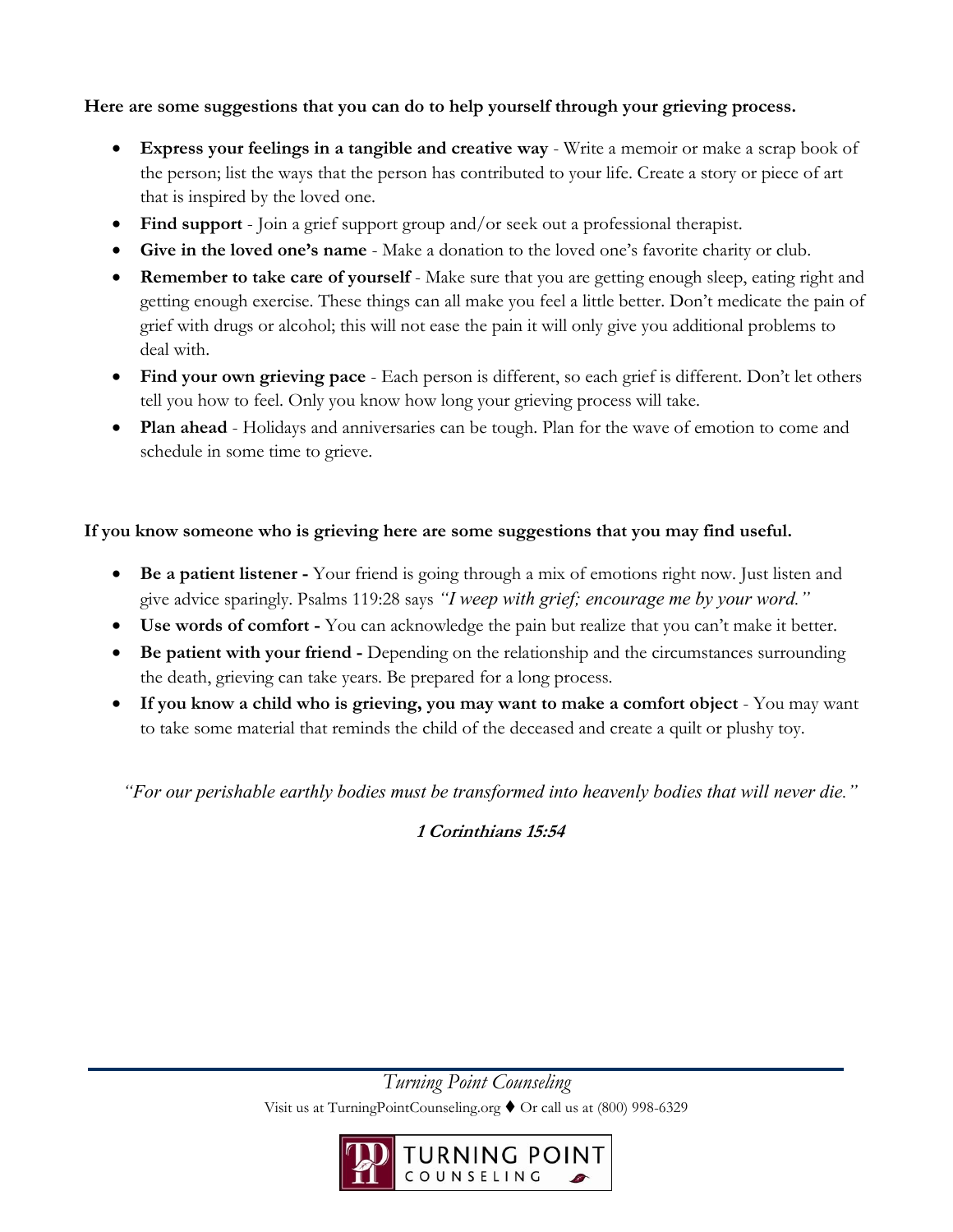**Here are some suggestions that you can do to help yourself through your grieving process.**

- **Express your feelings in a tangible and creative way** - Write a memoir or make a scrap book of the person; list the ways that the person has contributed to your life. Create a story or piece of art that is inspired by the loved one.
- **Find support** - Join a grief support group and/or seek out a professional therapist.
- **Give in the loved one's name** - Make a donation to the loved one's favorite charity or club.
- **Remember to take care of yourself** - Make sure that you are getting enough sleep, eating right and getting enough exercise. These things can all make you feel a little better. Don't medicate the pain of grief with drugs or alcohol; this will not ease the pain it will only give you additional problems to deal with.
- **Find your own grieving pace** - Each person is different, so each grief is different. Don't let others tell you how to feel. Only you know how long your grieving process will take.
- **Plan ahead** - Holidays and anniversaries can be tough. Plan for the wave of emotion to come and schedule in some time to grieve.

**If you know someone who is grieving here are some suggestions that you may find useful.**

- **Be a patient listener -** Your friend is going through a mix of emotions right now. Just listen and give advice sparingly. Psalms 119:28 says *"I weep with grief; encourage me by your word."*
- **Use words of comfort -** You can acknowledge the pain but realize that you can't make it better.
- **Be patient with your friend -** Depending on the relationship and the circumstances surrounding the death, grieving can take years. Be prepared for a long process.
- **If you know a child who is grieving, you may want to make a comfort object** - You may want to take some material that reminds the child of the deceased and create a quilt or plushy toy.

*"For our perishable earthly bodies must be transformed into heavenly bodies that will never die."*

***1 Corinthians 15:54***

*Turning Point Counseling*

Visit us at TurningPointCounseling.org ♦ Or call us at (800) 998-6329

TURNING POINT COUNSELING